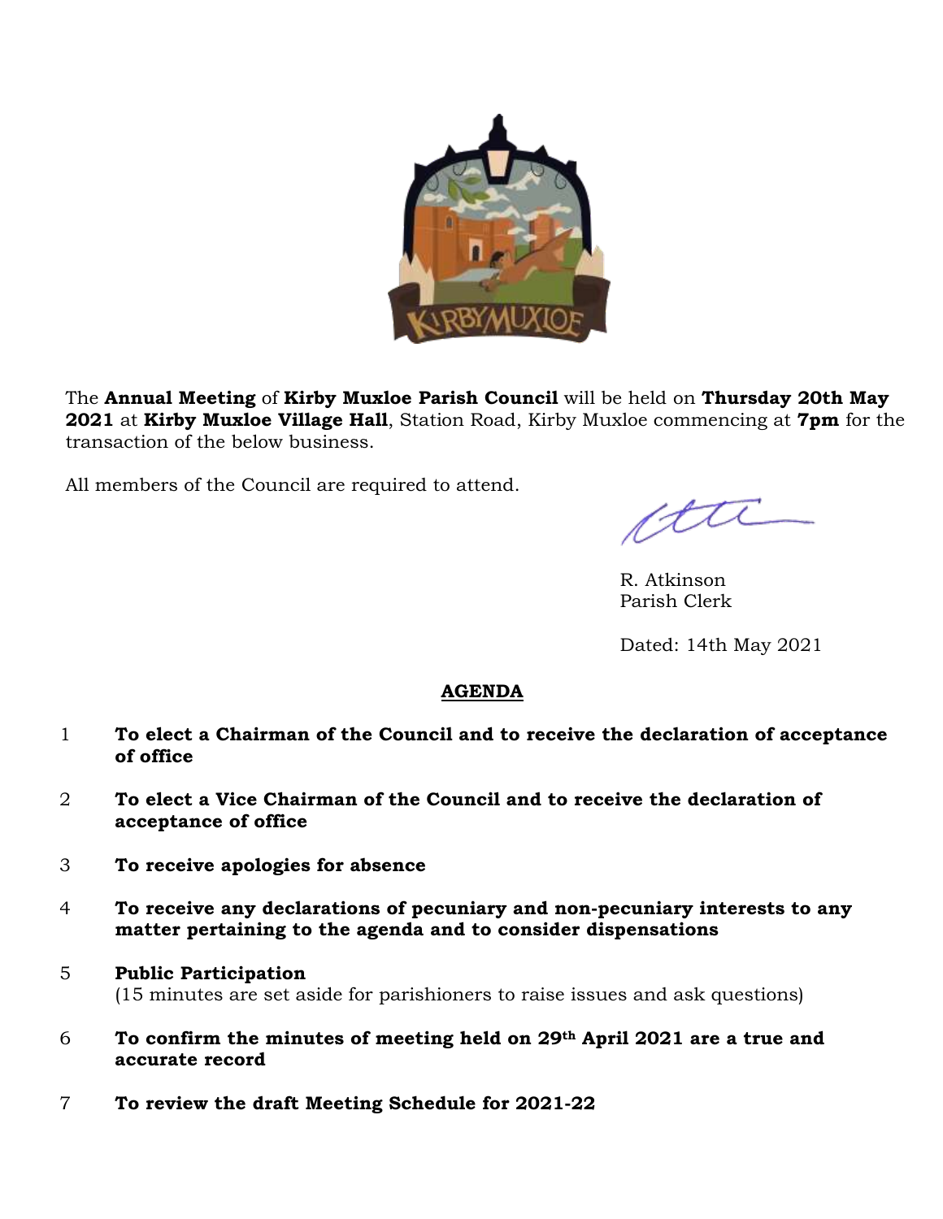The **Annual Meeting** of **Kirby Muxloe Parish Council** will be held on **Thursday 20th May 2021** at **Kirby Muxloe Village Hall**, Station Road, Kirby Muxloe commencing at **7pm** for the transaction of the below business.

All members of the Council are required to attend.

R. Atkinson
Parish Clerk

Dated: 14th May 2021

## AGENDA

1. **To elect a Chairman of the Council and to receive the declaration of acceptance of office**

2. **To elect a Vice Chairman of the Council and to receive the declaration of acceptance of office**

3. **To receive apologies for absence**

4. **To receive any declarations of pecuniary and non-pecuniary interests to any matter pertaining to the agenda and to consider dispensations**

5. **Public Participation**
   (15 minutes are set aside for parishioners to raise issues and ask questions)

6. **To confirm the minutes of meeting held on 29th April 2021 are a true and accurate record**

7. **To review the draft Meeting Schedule for 2021-22**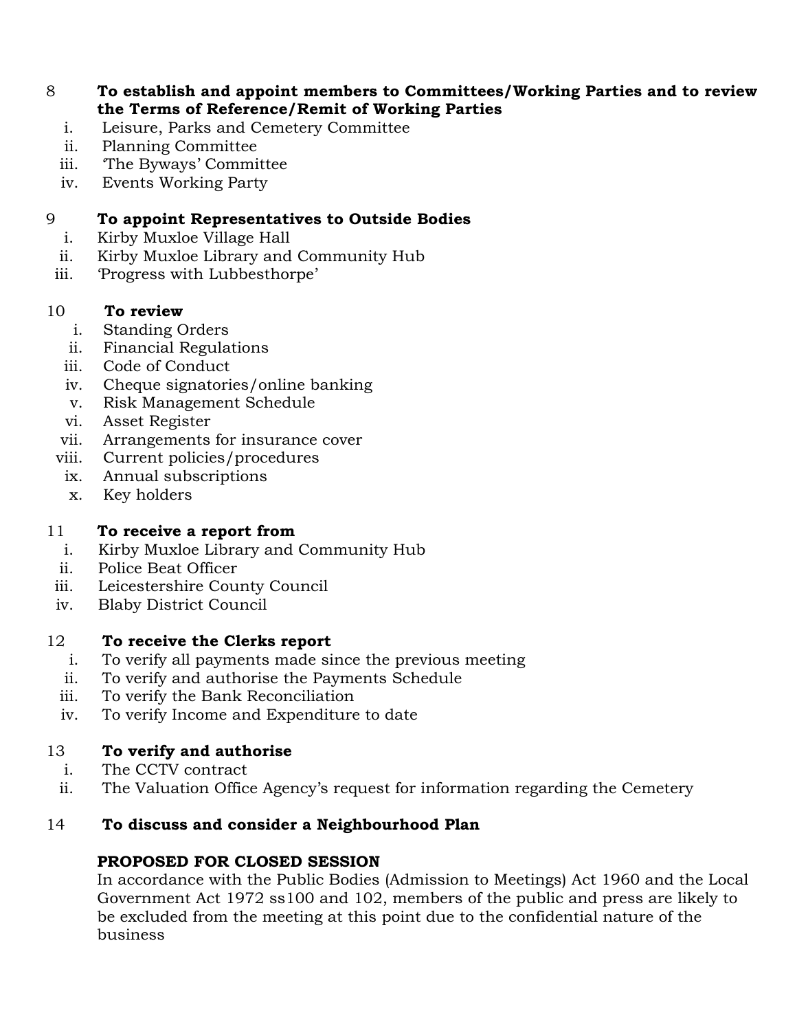8 **To establish and appoint members to Committees/Working Parties and to review the Terms of Reference/Remit of Working Parties**

i. Leisure, Parks and Cemetery Committee
ii. Planning Committee
iii. 'The Byways' Committee
iv. Events Working Party

9 **To appoint Representatives to Outside Bodies**

i. Kirby Muxloe Village Hall
ii. Kirby Muxloe Library and Community Hub
iii. 'Progress with Lubbesthorpe'

10 **To review**

i. Standing Orders
ii. Financial Regulations
iii. Code of Conduct
iv. Cheque signatories/online banking
v. Risk Management Schedule
vi. Asset Register
vii. Arrangements for insurance cover
viii. Current policies/procedures
ix. Annual subscriptions
x. Key holders

11 **To receive a report from**

i. Kirby Muxloe Library and Community Hub
ii. Police Beat Officer
iii. Leicestershire County Council
iv. Blaby District Council

12 **To receive the Clerks report**

i. To verify all payments made since the previous meeting
ii. To verify and authorise the Payments Schedule
iii. To verify the Bank Reconciliation
iv. To verify Income and Expenditure to date

13 **To verify and authorise**

i. The CCTV contract
ii. The Valuation Office Agency's request for information regarding the Cemetery

14 **To discuss and consider a Neighbourhood Plan**

**PROPOSED FOR CLOSED SESSION**

In accordance with the Public Bodies (Admission to Meetings) Act 1960 and the Local Government Act 1972 ss100 and 102, members of the public and press are likely to be excluded from the meeting at this point due to the confidential nature of the business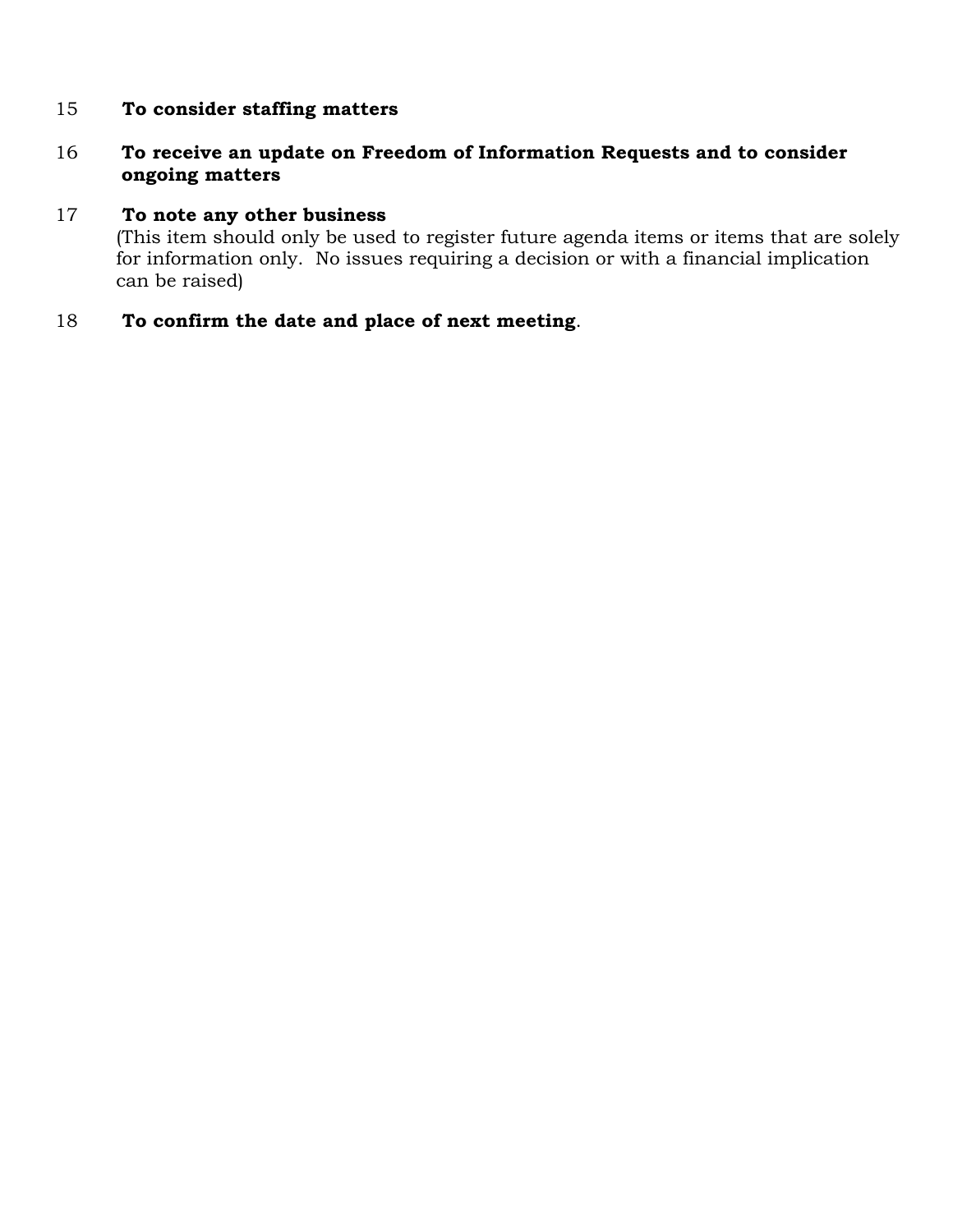15 **To consider staffing matters**

16 **To receive an update on Freedom of Information Requests and to consider ongoing matters**

17 **To note any other business**
(This item should only be used to register future agenda items or items that are solely for information only. No issues requiring a decision or with a financial implication can be raised)

18 **To confirm the date and place of next meeting**.